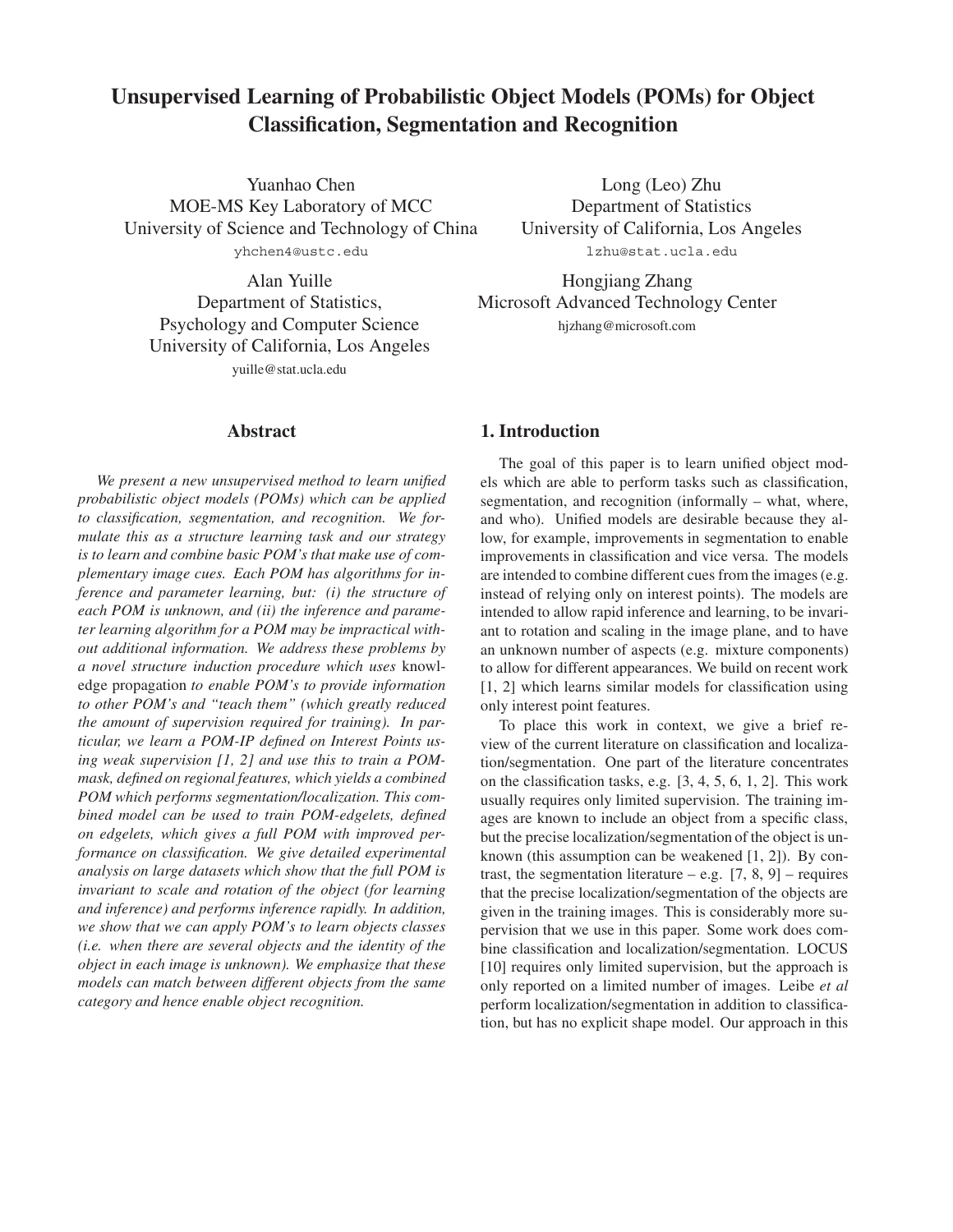# Unsupervised Learning of Probabilistic Object Models (POMs) for Object Classification, Segmentation and Recognition

Yuanhao Chen
MOE-MS Key Laboratory of MCC
University of Science and Technology of China
yhchen4@ustc.edu

Long (Leo) Zhu
Department of Statistics
University of California, Los Angeles
lzhu@stat.ucla.edu

Alan Yuille
Department of Statistics,
Psychology and Computer Science
University of California, Los Angeles
yuille@stat.ucla.edu

Hongjiang Zhang
Microsoft Advanced Technology Center
hjzhang@microsoft.com

## Abstract

*We present a new unsupervised method to learn unified probabilistic object models (POMs) which can be applied to classification, segmentation, and recognition. We formulate this as a structure learning task and our strategy is to learn and combine basic POM's that make use of complementary image cues. Each POM has algorithms for inference and parameter learning, but: (i) the structure of each POM is unknown, and (ii) the inference and parameter learning algorithm for a POM may be impractical without additional information. We address these problems by a novel structure induction procedure which uses* knowledge propagation *to enable POM's to provide information to other POM's and "teach them" (which greatly reduced the amount of supervision required for training). In particular, we learn a POM-IP defined on Interest Points using weak supervision [1, 2] and use this to train a POM-mask, defined on regional features, which yields a combined POM which performs segmentation/localization. This combined model can be used to train POM-edgelets, defined on edgelets, which gives a full POM with improved performance on classification. We give detailed experimental analysis on large datasets which show that the full POM is invariant to scale and rotation of the object (for learning and inference) and performs inference rapidly. In addition, we show that we can apply POM's to learn objects classes (i.e. when there are several objects and the identity of the object in each image is unknown). We emphasize that these models can match between different objects from the same category and hence enable object recognition.*

## 1. Introduction

The goal of this paper is to learn unified object models which are able to perform tasks such as classification, segmentation, and recognition (informally – what, where, and who). Unified models are desirable because they allow, for example, improvements in segmentation to enable improvements in classification and vice versa. The models are intended to combine different cues from the images (e.g. instead of relying only on interest points). The models are intended to allow rapid inference and learning, to be invariant to rotation and scaling in the image plane, and to have an unknown number of aspects (e.g. mixture components) to allow for different appearances. We build on recent work [1, 2] which learns similar models for classification using only interest point features.

To place this work in context, we give a brief review of the current literature on classification and localization/segmentation. One part of the literature concentrates on the classification tasks, e.g. [3, 4, 5, 6, 1, 2]. This work usually requires only limited supervision. The training images are known to include an object from a specific class, but the precise localization/segmentation of the object is unknown (this assumption can be weakened [1, 2]). By contrast, the segmentation literature – e.g. [7, 8, 9] – requires that the precise localization/segmentation of the objects are given in the training images. This is considerably more supervision that we use in this paper. Some work does combine classification and localization/segmentation. LOCUS [10] requires only limited supervision, but the approach is only reported on a limited number of images. Leibe *et al* perform localization/segmentation in addition to classification, but has no explicit shape model. Our approach in this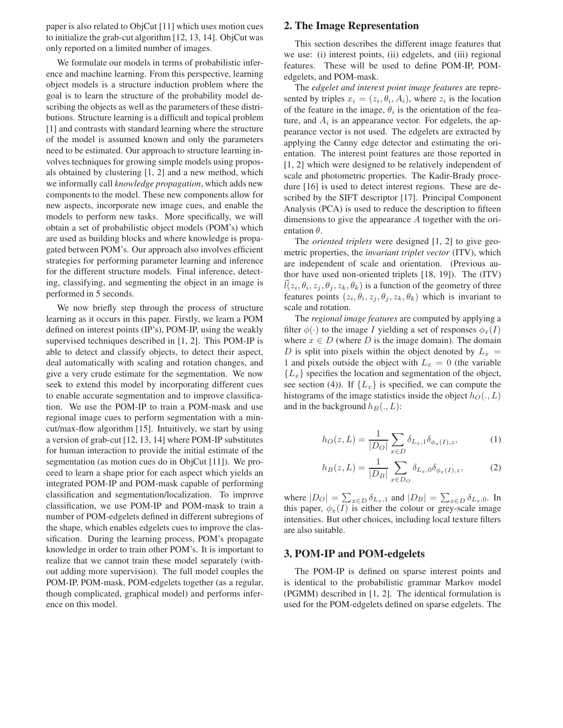paper is also related to ObjCut [11] which uses motion cues to initialize the grab-cut algorithm [12, 13, 14]. ObjCut was only reported on a limited number of images.

We formulate our models in terms of probabilistic inference and machine learning. From this perspective, learning object models is a structure induction problem where the goal is to learn the structure of the probability model describing the objects as well as the parameters of these distributions. Structure learning is a difficult and topical problem [1] and contrasts with standard learning where the structure of the model is assumed known and only the parameters need to be estimated. Our approach to structure learning involves techniques for growing simple models using proposals obtained by clustering [1, 2] and a new method, which we informally call *knowledge propagation*, which adds new components to the model. These new components allow for new aspects, incorporate new image cues, and enable the models to perform new tasks. More specifically, we will obtain a set of probabilistic object models (POM's) which are used as building blocks and where knowledge is propagated between POM's. Our approach also involves efficient strategies for performing parameter learning and inference for the different structure models. Final inference, detecting, classifying, and segmenting the object in an image is performed in 5 seconds.

We now briefly step through the process of structure learning as it occurs in this paper. Firstly, we learn a POM defined on interest points (IP's), POM-IP, using the weakly supervised techniques described in [1, 2]. This POM-IP is able to detect and classify objects, to detect their aspect, deal automatically with scaling and rotation changes, and give a very crude estimate for the segmentation. We now seek to extend this model by incorporating different cues to enable accurate segmentation and to improve classification. We use the POM-IP to train a POM-mask and use regional image cues to perform segmentation with a min-cut/max-flow algorithm [15]. Intuitively, we start by using a version of grab-cut [12, 13, 14] where POM-IP substitutes for human interaction to provide the initial estimate of the segmentation (as motion cues do in ObjCut [11]). We proceed to learn a shape prior for each aspect which yields an integrated POM-IP and POM-mask capable of performing classification and segmentation/localization. To improve classification, we use POM-IP and POM-mask to train a number of POM-edgelets defined in different subregions of the shape, which enables edgelets cues to improve the classification. During the learning process, POM's propagate knowledge in order to train other POM's. It is important to realize that we cannot train these model separately (without adding more supervision). The full model couples the POM-IP, POM-mask, POM-edgelets together (as a regular, though complicated, graphical model) and performs inference on this model.

## 2. The Image Representation

This section describes the different image features that we use: (i) interest points, (ii) edgelets, and (iii) regional features. These will be used to define POM-IP, POM-edgelets, and POM-mask.

The *edgelet and interest point image features* are represented by triples $x_i = (z_i, \theta_i, A_i)$, where $z_i$ is the location of the feature in the image, $\theta_i$ is the orientation of the feature, and $A_i$ is an appearance vector. For edgelets, the appearance vector is not used. The edgelets are extracted by applying the Canny edge detector and estimating the orientation. The interest point features are those reported in [1, 2] which were designed to be relatively independent of scale and photometric properties. The Kadir-Brady procedure [16] is used to detect interest regions. These are described by the SIFT descriptor [17]. Principal Component Analysis (PCA) is used to reduce the description to fifteen dimensions to give the appearance $A$ together with the orientation $\theta$.

The *oriented triplets* were designed [1, 2] to give geometric properties, the *invariant triplet vector* (ITV), which are independent of scale and orientation. (Previous author have used non-oriented triplets [18, 19]). The (ITV) $\vec{l}(z_i, \theta_i, z_j, \theta_j, z_k, \theta_k)$ is a function of the geometry of three features points $(z_i, \theta_i, z_j, \theta_j, z_k, \theta_k)$ which is invariant to scale and rotation.

The *regional image features* are computed by applying a filter $\phi(\cdot)$ to the image $I$ yielding a set of responses $\phi_x(I)$ where $x \in D$ (where $D$ is the image domain). The domain $D$ is split into pixels within the object denoted by $L_x = 1$ and pixels outside the object with $L_x = 0$ (the variable $\{L_x\}$ specifies the location and segmentation of the object, see section (4)). If $\{L_x\}$ is specified, we can compute the histograms of the image statistics inside the object $h_O(., L)$ and in the background $h_B(., L)$:

$$h_O(z, L) = \frac{1}{|D_O|} \sum_{x \in D} \delta_{L_x, 1} \delta_{\phi_x(I), z}, \tag{1}$$

$$h_B(z, L) = \frac{1}{|D_B|} \sum_{x \in D_O} \delta_{L_x, 0} \delta_{\phi_x(I), z}, \tag{2}$$

where $|D_O| = \sum_{x \in D} \delta_{L_x, 1}$ and $|D_B| = \sum_{x \in D} \delta_{L_x, 0}$. In this paper, $\phi_x(I)$ is either the colour or grey-scale image intensities. But other choices, including local texture filters are also suitable.

## 3. POM-IP and POM-edgelets

The POM-IP is defined on sparse interest points and is identical to the probabilistic grammar Markov model (PGMM) described in [1, 2]. The identical formulation is used for the POM-edgelets defined on sparse edgelets. The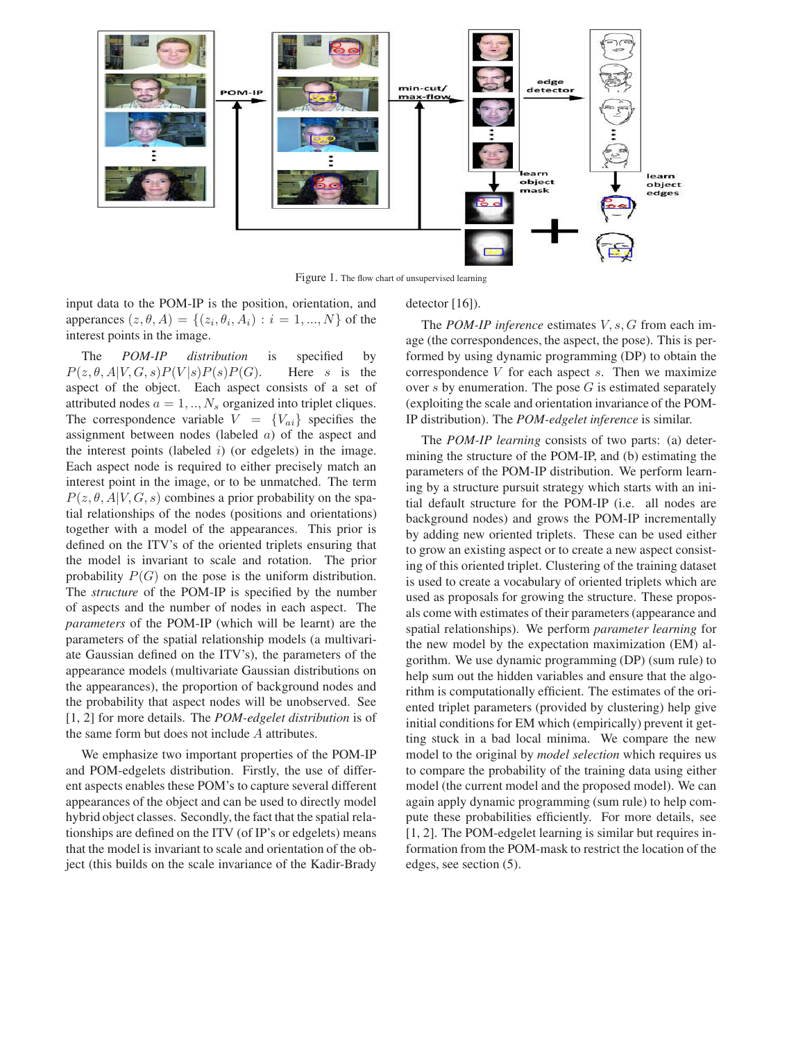Figure 1. The flow chart of unsupervised learning

input data to the POM-IP is the position, orientation, and appearances $(z, \theta, A) = \{(z_i, \theta_i, A_i) : i = 1, ..., N\}$ of the interest points in the image.

The *POM-IP distribution* is specified by $P(z, \theta, A|V, G, s)P(V|s)P(s)P(G)$. Here $s$ is the aspect of the object. Each aspect consists of a set of attributed nodes $a = 1, .., N_s$ organized into triplet cliques. The correspondence variable $V = \{V_{ai}\}$ specifies the assignment between nodes (labeled $a$) of the aspect and the interest points (labeled $i$) (or edgelets) in the image. Each aspect node is required to either precisely match an interest point in the image, or to be unmatched. The term $P(z, \theta, A|V, G, s)$ combines a prior probability on the spatial relationships of the nodes (positions and orientations) together with a model of the appearances. This prior is defined on the ITV's of the oriented triplets ensuring that the model is invariant to scale and rotation. The prior probability $P(G)$ on the pose is the uniform distribution. The *structure* of the POM-IP is specified by the number of aspects and the number of nodes in each aspect. The *parameters* of the POM-IP (which will be learnt) are the parameters of the spatial relationship models (a multivariate Gaussian defined on the ITV's), the parameters of the appearance models (multivariate Gaussian distributions on the appearances), the proportion of background nodes and the probability that aspect nodes will be unobserved. See [1, 2] for more details. The *POM-edgelet distribution* is of the same form but does not include $A$ attributes.

We emphasize two important properties of the POM-IP and POM-edgelets distribution. Firstly, the use of different aspects enables these POM's to capture several different appearances of the object and can be used to directly model hybrid object classes. Secondly, the fact that the spatial relationships are defined on the ITV (of IP's or edgelets) means that the model is invariant to scale and orientation of the object (this builds on the scale invariance of the Kadir-Brady detector [16]).

The *POM-IP inference* estimates $V, s, G$ from each image (the correspondences, the aspect, the pose). This is performed by using dynamic programming (DP) to obtain the correspondence $V$ for each aspect $s$. Then we maximize over $s$ by enumeration. The pose $G$ is estimated separately (exploiting the scale and orientation invariance of the POM-IP distribution). The *POM-edgelet inference* is similar.

The *POM-IP learning* consists of two parts: (a) determining the structure of the POM-IP, and (b) estimating the parameters of the POM-IP distribution. We perform learning by a structure pursuit strategy which starts with an initial default structure for the POM-IP (i.e. all nodes are background nodes) and grows the POM-IP incrementally by adding new oriented triplets. These can be used either to grow an existing aspect or to create a new aspect consisting of this oriented triplet. Clustering of the training dataset is used to create a vocabulary of oriented triplets which are used as proposals for growing the structure. These proposals come with estimates of their parameters (appearance and spatial relationships). We perform *parameter learning* for the new model by the expectation maximization (EM) algorithm. We use dynamic programming (DP) (sum rule) to help sum out the hidden variables and ensure that the algorithm is computationally efficient. The estimates of the oriented triplet parameters (provided by clustering) help give initial conditions for EM which (empirically) prevent it getting stuck in a bad local minima. We compare the new model to the original by *model selection* which requires us to compare the probability of the training data using either model (the current model and the proposed model). We can again apply dynamic programming (sum rule) to help compute these probabilities efficiently. For more details, see [1, 2]. The POM-edgelet learning is similar but requires information from the POM-mask to restrict the location of the edges, see section (5).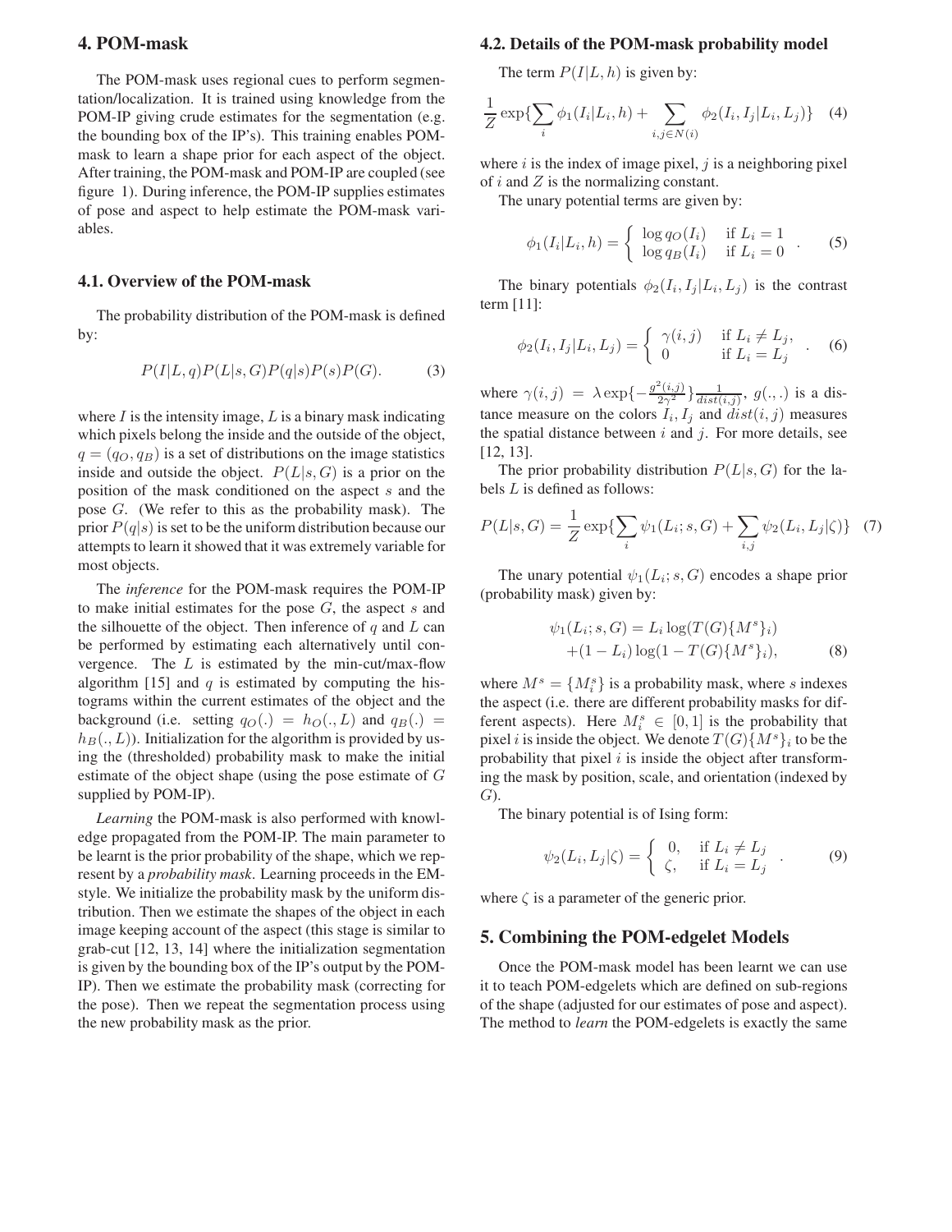## 4. POM-mask

The POM-mask uses regional cues to perform segmentation/localization. It is trained using knowledge from the POM-IP giving crude estimates for the segmentation (e.g. the bounding box of the IP's). This training enables POM-mask to learn a shape prior for each aspect of the object. After training, the POM-mask and POM-IP are coupled (see figure 1). During inference, the POM-IP supplies estimates of pose and aspect to help estimate the POM-mask variables.

### 4.1. Overview of the POM-mask

The probability distribution of the POM-mask is defined by:

$$P(I|L, q)P(L|s, G)P(q|s)P(s)P(G). \tag{3}$$

where $I$ is the intensity image, $L$ is a binary mask indicating which pixels belong the inside and the outside of the object, $q = (q_O, q_B)$ is a set of distributions on the image statistics inside and outside the object. $P(L|s, G)$ is a prior on the position of the mask conditioned on the aspect $s$ and the pose $G$. (We refer to this as the probability mask). The prior $P(q|s)$ is set to be the uniform distribution because our attempts to learn it showed that it was extremely variable for most objects.

The *inference* for the POM-mask requires the POM-IP to make initial estimates for the pose $G$, the aspect $s$ and the silhouette of the object. Then inference of $q$ and $L$ can be performed by estimating each alternatively until convergence. The $L$ is estimated by the min-cut/max-flow algorithm [15] and $q$ is estimated by computing the histograms within the current estimates of the object and the background (i.e. setting $q_O(.) = h_O(., L)$ and $q_B(.) = h_B(., L)$). Initialization for the algorithm is provided by using the (thresholded) probability mask to make the initial estimate of the object shape (using the pose estimate of $G$ supplied by POM-IP).

*Learning* the POM-mask is also performed with knowledge propagated from the POM-IP. The main parameter to be learnt is the prior probability of the shape, which we represent by a *probability mask*. Learning proceeds in the EM-style. We initialize the probability mask by the uniform distribution. Then we estimate the shapes of the object in each image keeping account of the aspect (this stage is similar to grab-cut [12, 13, 14] where the initialization segmentation is given by the bounding box of the IP's output by the POM-IP). Then we estimate the probability mask (correcting for the pose). Then we repeat the segmentation process using the new probability mask as the prior.

### 4.2. Details of the POM-mask probability model

The term $P(I|L, h)$ is given by:

$$\frac{1}{Z}\exp\{\sum_i \phi_1(I_i|L_i, h) + \sum_{i,j \in N(i)} \phi_2(I_i, I_j|L_i, L_j)\} \tag{4}$$

where $i$ is the index of image pixel, $j$ is a neighboring pixel of $i$ and $Z$ is the normalizing constant.

The unary potential terms are given by:

$$\phi_1(I_i|L_i, h) = \begin{cases} \log q_O(I_i) & \text{if } L_i = 1 \\ \log q_B(I_i) & \text{if } L_i = 0 \end{cases}. \tag{5}$$

The binary potentials $\phi_2(I_i, I_j|L_i, L_j)$ is the contrast term [11]:

$$\phi_2(I_i, I_j|L_i, L_j) = \begin{cases} \gamma(i, j) & \text{if } L_i \neq L_j, \\ 0 & \text{if } L_i = L_j \end{cases}. \tag{6}$$

where $\gamma(i, j) = \lambda \exp\{-\frac{g^2(i,j)}{2\gamma^2}\}\frac{1}{dist(i,j)}$, $g(.,.)$ is a distance measure on the colors $I_i, I_j$ and $dist(i, j)$ measures the spatial distance between $i$ and $j$. For more details, see [12, 13].

The prior probability distribution $P(L|s, G)$ for the labels $L$ is defined as follows:

$$P(L|s, G) = \frac{1}{Z}\exp\{\sum_i \psi_1(L_i; s, G) + \sum_{i,j} \psi_2(L_i, L_j|\zeta)\} \tag{7}$$

The unary potential $\psi_1(L_i; s, G)$ encodes a shape prior (probability mask) given by:

$$\begin{aligned} \psi_1(L_i; s, G) = {} & L_i \log(T(G)\{M^s\}_i) \\ & + (1 - L_i)\log(1 - T(G)\{M^s\}_i), \end{aligned} \tag{8}$$

where $M^s = \{M_i^s\}$ is a probability mask, where $s$ indexes the aspect (i.e. there are different probability masks for different aspects). Here $M_i^s \in [0, 1]$ is the probability that pixel $i$ is inside the object. We denote $T(G)\{M^s\}_i$ to be the probability that pixel $i$ is inside the object after transforming the mask by position, scale, and orientation (indexed by $G$).

The binary potential is of Ising form:

$$\psi_2(L_i, L_j|\zeta) = \begin{cases} 0, & \text{if } L_i \neq L_j \\ \zeta, & \text{if } L_i = L_j \end{cases}. \tag{9}$$

where $\zeta$ is a parameter of the generic prior.

## 5. Combining the POM-edgelet Models

Once the POM-mask model has been learnt we can use it to teach POM-edgelets which are defined on sub-regions of the shape (adjusted for our estimates of pose and aspect). The method to *learn* the POM-edgelets is exactly the same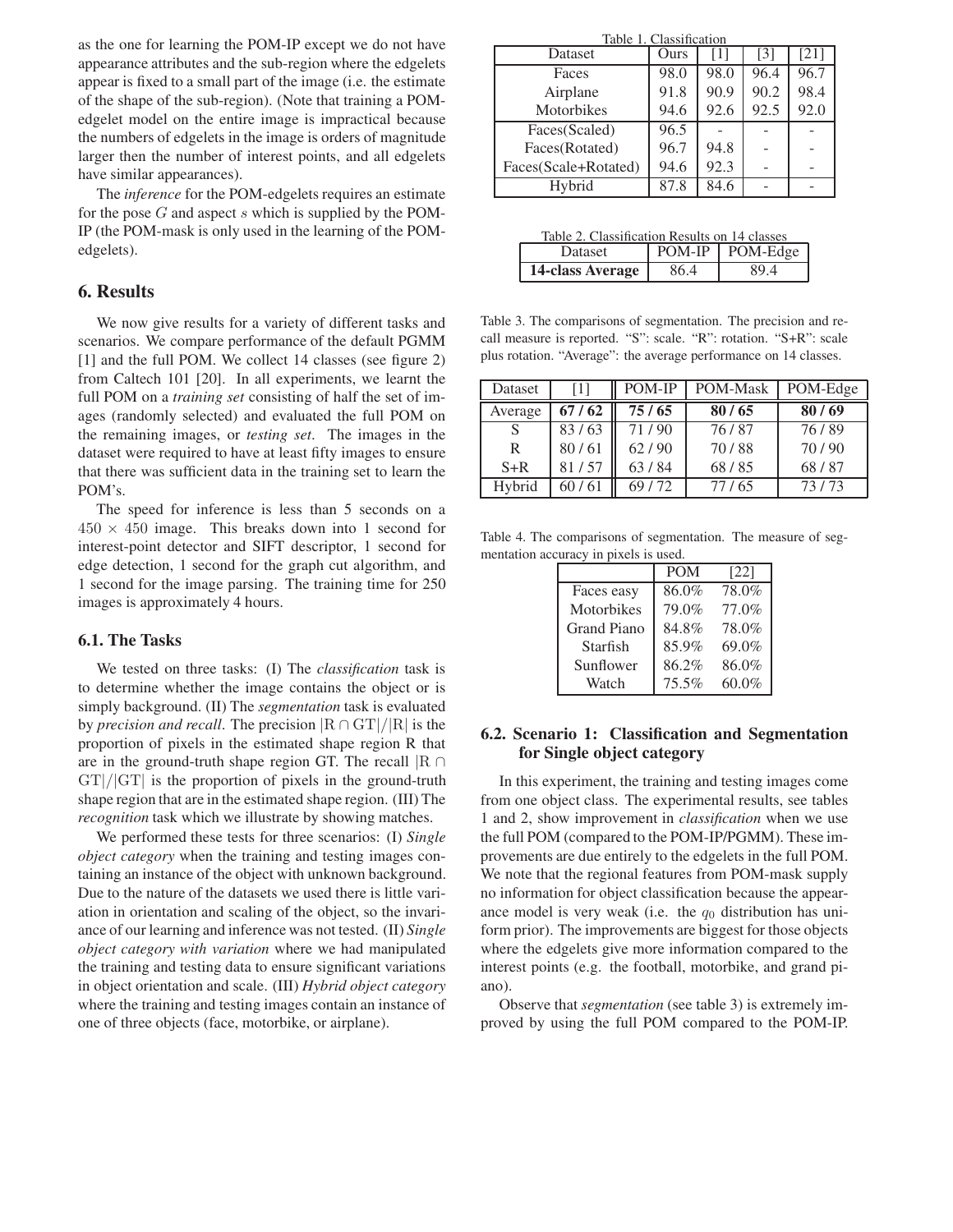as the one for learning the POM-IP except we do not have appearance attributes and the sub-region where the edgelets appear is fixed to a small part of the image (i.e. the estimate of the shape of the sub-region). (Note that training a POM-edgelet model on the entire image is impractical because the numbers of edgelets in the image is orders of magnitude larger then the number of interest points, and all edgelets have similar appearances).

The *inference* for the POM-edgelets requires an estimate for the pose $G$ and aspect $s$ which is supplied by the POM-IP (the POM-mask is only used in the learning of the POM-edgelets).

## 6. Results

We now give results for a variety of different tasks and scenarios. We compare performance of the default PGMM [1] and the full POM. We collect 14 classes (see figure 2) from Caltech 101 [20]. In all experiments, we learnt the full POM on a *training set* consisting of half the set of images (randomly selected) and evaluated the full POM on the remaining images, or *testing set*. The images in the dataset were required to have at least fifty images to ensure that there was sufficient data in the training set to learn the POM's.

The speed for inference is less than 5 seconds on a $450 \times 450$ image. This breaks down into 1 second for interest-point detector and SIFT descriptor, 1 second for edge detection, 1 second for the graph cut algorithm, and 1 second for the image parsing. The training time for 250 images is approximately 4 hours.

### 6.1. The Tasks

We tested on three tasks: (I) The *classification* task is to determine whether the image contains the object or is simply background. (II) The *segmentation* task is evaluated by *precision and recall*. The precision $|\mathrm{R} \cap \mathrm{GT}|/|\mathrm{R}|$ is the proportion of pixels in the estimated shape region R that are in the ground-truth shape region GT. The recall $|\mathrm{R} \cap \mathrm{GT}|/|\mathrm{GT}|$ is the proportion of pixels in the ground-truth shape region that are in the estimated shape region. (III) The *recognition* task which we illustrate by showing matches.

We performed these tests for three scenarios: (I) *Single object category* when the training and testing images containing an instance of the object with unknown background. Due to the nature of the datasets we used there is little variation in orientation and scaling of the object, so the invariance of our learning and inference was not tested. (II) *Single object category with variation* where we had manipulated the training and testing data to ensure significant variations in object orientation and scale. (III) *Hybrid object category* where the training and testing images contain an instance of one of three objects (face, motorbike, or airplane).

Table 1. Classification

| Dataset | Ours | [1] | [3] | [21] |
|---|---|---|---|---|
| Faces | 98.0 | 98.0 | 96.4 | 96.7 |
| Airplane | 91.8 | 90.9 | 90.2 | 98.4 |
| Motorbikes | 94.6 | 92.6 | 92.5 | 92.0 |
| Faces(Scaled) | 96.5 | - | - | - |
| Faces(Rotated) | 96.7 | 94.8 | - | - |
| Faces(Scale+Rotated) | 94.6 | 92.3 | - | - |
| Hybrid | 87.8 | 84.6 | - | - |

Table 2. Classification Results on 14 classes

| Dataset | POM-IP | POM-Edge |
|---|---|---|
| **14-class Average** | 86.4 | 89.4 |

Table 3. The comparisons of segmentation. The precision and recall measure is reported. "S": scale. "R": rotation. "S+R": scale plus rotation. "Average": the average performance on 14 classes.

| Dataset | [1] | POM-IP | POM-Mask | POM-Edge |
|---|---|---|---|---|
| Average | **67 / 62** | **75 / 65** | **80 / 65** | **80 / 69** |
| S | 83 / 63 | 71 / 90 | 76 / 87 | 76 / 89 |
| R | 80 / 61 | 62 / 90 | 70 / 88 | 70 / 90 |
| S+R | 81 / 57 | 63 / 84 | 68 / 85 | 68 / 87 |
| Hybrid | 60 / 61 | 69 / 72 | 77 / 65 | 73 / 73 |

Table 4. The comparisons of segmentation. The measure of segmentation accuracy in pixels is used.

| | POM | [22] |
|---|---|---|
| Faces easy | 86.0% | 78.0% |
| Motorbikes | 79.0% | 77.0% |
| Grand Piano | 84.8% | 78.0% |
| Starfish | 85.9% | 69.0% |
| Sunflower | 86.2% | 86.0% |
| Watch | 75.5% | 60.0% |

### 6.2. Scenario 1: Classification and Segmentation for Single object category

In this experiment, the training and testing images come from one object class. The experimental results, see tables 1 and 2, show improvement in *classification* when we use the full POM (compared to the POM-IP/PGMM). These improvements are due entirely to the edgelets in the full POM. We note that the regional features from POM-mask supply no information for object classification because the appearance model is very weak (i.e. the $q_0$ distribution has uniform prior). The improvements are biggest for those objects where the edgelets give more information compared to the interest points (e.g. the football, motorbike, and grand piano).

Observe that *segmentation* (see table 3) is extremely improved by using the full POM compared to the POM-IP.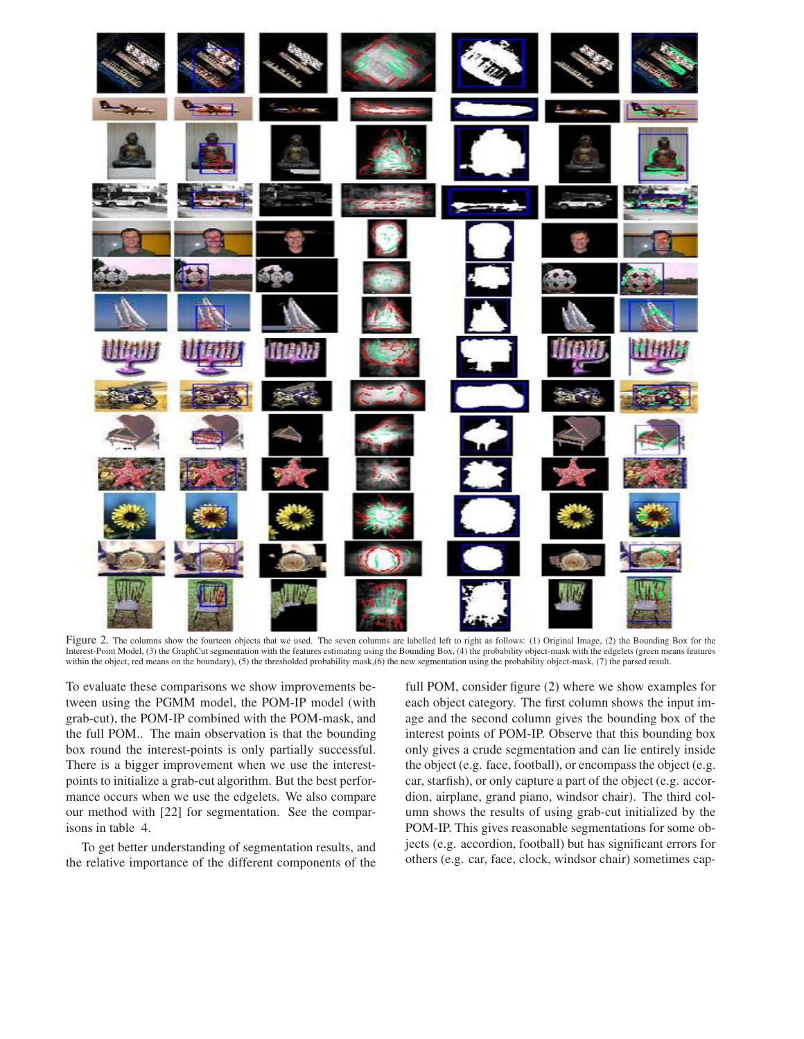Figure 2. The columns show the fourteen objects that we used. The seven columns are labelled left to right as follows: (1) Original Image, (2) the Bounding Box for the Interest-Point Model, (3) the GraphCut segmentation with the features estimating using the Bounding Box, (4) the probability object-mask with the edgelets (green means features within the object, red means on the boundary), (5) the thresholded probability mask,(6) the new segmentation using the probability object-mask, (7) the parsed result.

To evaluate these comparisons we show improvements between using the PGMM model, the POM-IP model (with grab-cut), the POM-IP combined with the POM-mask, and the full POM.. The main observation is that the bounding box round the interest-points is only partially successful. There is a bigger improvement when we use the interest-points to initialize a grab-cut algorithm. But the best performance occurs when we use the edgelets. We also compare our method with [22] for segmentation. See the comparisons in table 4.

To get better understanding of segmentation results, and the relative importance of the different components of the full POM, consider figure (2) where we show examples for each object category. The first column shows the input image and the second column gives the bounding box of the interest points of POM-IP. Observe that this bounding box only gives a crude segmentation and can lie entirely inside the object (e.g. face, football), or encompass the object (e.g. car, starfish), or only capture a part of the object (e.g. accordion, airplane, grand piano, windsor chair). The third column shows the results of using grab-cut initialized by the POM-IP. This gives reasonable segmentations for some objects (e.g. accordion, football) but has significant errors for others (e.g. car, face, clock, windsor chair) sometimes cap-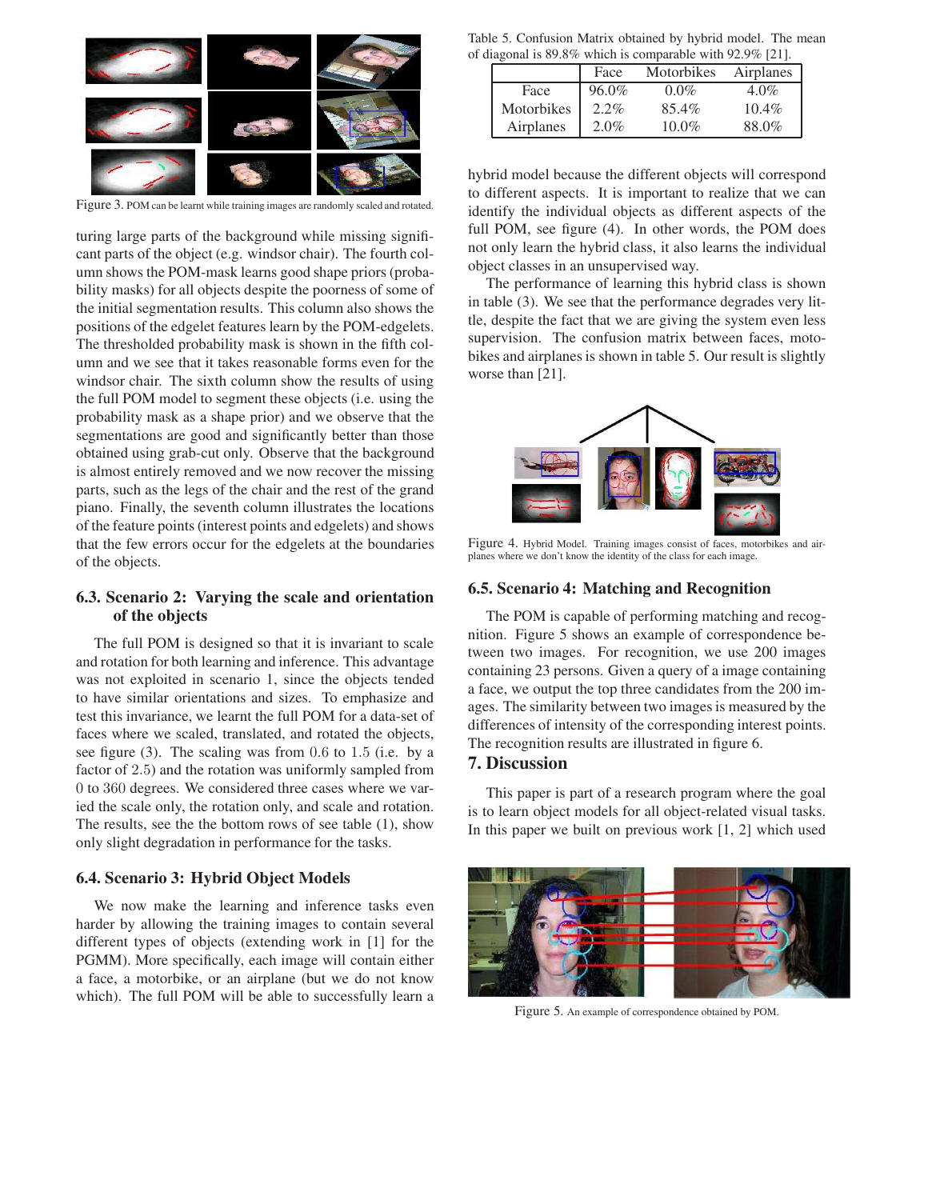Figure 3. POM can be learnt while training images are randomly scaled and rotated.

turing large parts of the background while missing significant parts of the object (e.g. windsor chair). The fourth column shows the POM-mask learns good shape priors (probability masks) for all objects despite the poorness of some of the initial segmentation results. This column also shows the positions of the edgelet features learn by the POM-edgelets. The thresholded probability mask is shown in the fifth column and we see that it takes reasonable forms even for the windsor chair. The sixth column show the results of using the full POM model to segment these objects (i.e. using the probability mask as a shape prior) and we observe that the segmentations are good and significantly better than those obtained using grab-cut only. Observe that the background is almost entirely removed and we now recover the missing parts, such as the legs of the chair and the rest of the grand piano. Finally, the seventh column illustrates the locations of the feature points (interest points and edgelets) and shows that the few errors occur for the edgelets at the boundaries of the objects.

### 6.3. Scenario 2: Varying the scale and orientation of the objects

The full POM is designed so that it is invariant to scale and rotation for both learning and inference. This advantage was not exploited in scenario 1, since the objects tended to have similar orientations and sizes. To emphasize and test this invariance, we learnt the full POM for a data-set of faces where we scaled, translated, and rotated the objects, see figure (3). The scaling was from $0.6$ to $1.5$ (i.e. by a factor of $2.5$) and the rotation was uniformly sampled from $0$ to $360$ degrees. We considered three cases where we varied the scale only, the rotation only, and scale and rotation. The results, see the the bottom rows of see table (1), show only slight degradation in performance for the tasks.

### 6.4. Scenario 3: Hybrid Object Models

We now make the learning and inference tasks even harder by allowing the training images to contain several different types of objects (extending work in [1] for the PGMM). More specifically, each image will contain either a face, a motorbike, or an airplane (but we do not know which). The full POM will be able to successfully learn a hybrid model because the different objects will correspond to different aspects. It is important to realize that we can identify the individual objects as different aspects of the full POM, see figure (4). In other words, the POM does not only learn the hybrid class, it also learns the individual object classes in an unsupervised way.

The performance of learning this hybrid class is shown in table (3). We see that the performance degrades very little, despite the fact that we are giving the system even less supervision. The confusion matrix between faces, motobikes and airplanes is shown in table 5. Our result is slightly worse than [21].

Table 5. Confusion Matrix obtained by hybrid model. The mean of diagonal is 89.8% which is comparable with 92.9% [21].

| | Face | Motorbikes | Airplanes |
|---|---|---|---|
| Face | 96.0% | 0.0% | 4.0% |
| Motorbikes | 2.2% | 85.4% | 10.4% |
| Airplanes | 2.0% | 10.0% | 88.0% |

Figure 4. Hybrid Model. Training images consist of faces, motorbikes and airplanes where we don't know the identity of the class for each image.

### 6.5. Scenario 4: Matching and Recognition

The POM is capable of performing matching and recognition. Figure 5 shows an example of correspondence between two images. For recognition, we use 200 images containing 23 persons. Given a query of a image containing a face, we output the top three candidates from the 200 images. The similarity between two images is measured by the differences of intensity of the corresponding interest points. The recognition results are illustrated in figure 6.

## 7. Discussion

This paper is part of a research program where the goal is to learn object models for all object-related visual tasks. In this paper we built on previous work [1, 2] which used

Figure 5. An example of correspondence obtained by POM.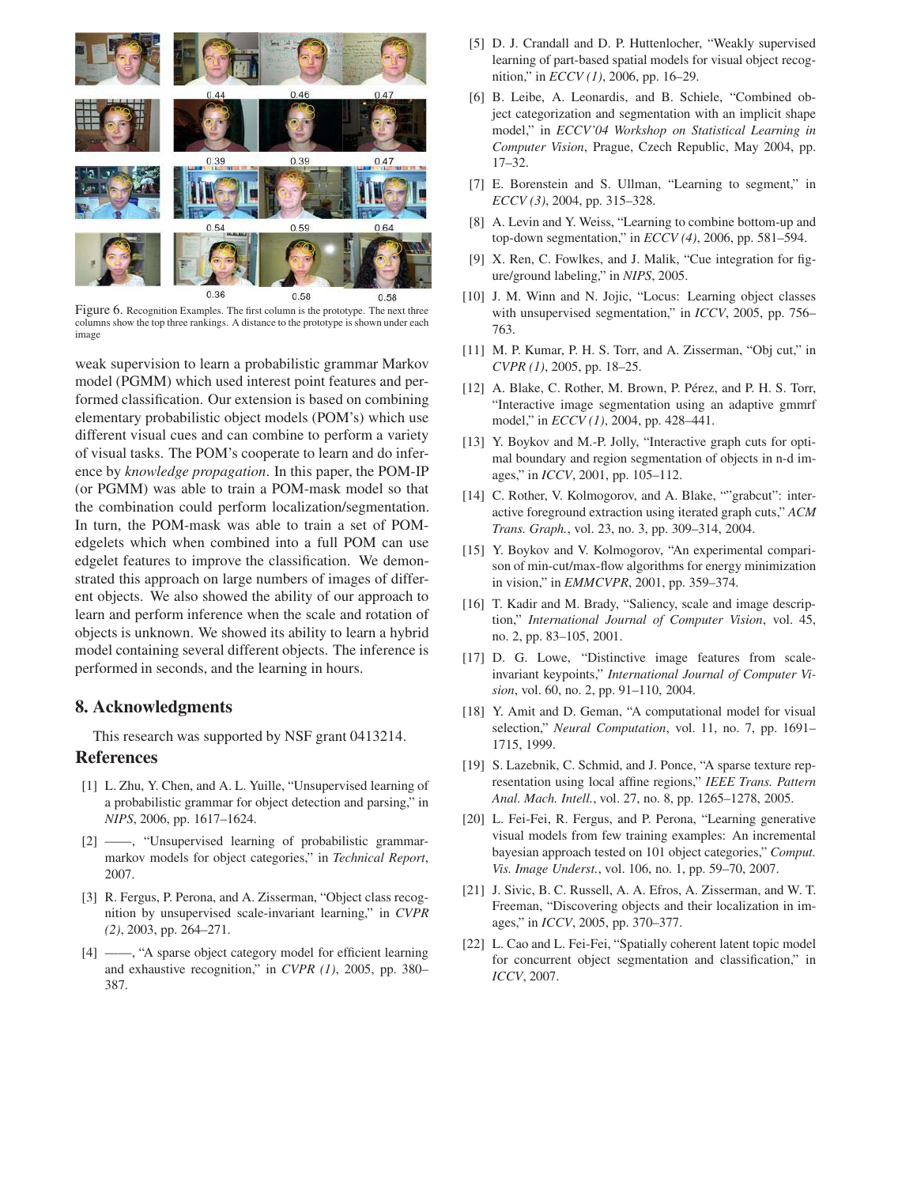0.44 0.46 0.47

0.39 0.39 0.47

0.54 0.59 0.64

0.36 0.58 0.58

Figure 6. Recognition Examples. The first column is the prototype. The next three columns show the top three rankings. A distance to the prototype is shown under each image

weak supervision to learn a probabilistic grammar Markov model (PGMM) which used interest point features and performed classification. Our extension is based on combining elementary probabilistic object models (POM's) which use different visual cues and can combine to perform a variety of visual tasks. The POM's cooperate to learn and do inference by *knowledge propagation*. In this paper, the POM-IP (or PGMM) was able to train a POM-mask model so that the combination could perform localization/segmentation. In turn, the POM-mask was able to train a set of POM-edgelets which when combined into a full POM can use edgelet features to improve the classification. We demonstrated this approach on large numbers of images of different objects. We also showed the ability of our approach to learn and perform inference when the scale and rotation of objects is unknown. We showed its ability to learn a hybrid model containing several different objects. The inference is performed in seconds, and the learning in hours.

## 8. Acknowledgments

This research was supported by NSF grant 0413214.

## References

[1] L. Zhu, Y. Chen, and A. L. Yuille, "Unsupervised learning of a probabilistic grammar for object detection and parsing," in *NIPS*, 2006, pp. 1617–1624.

[2] ——, "Unsupervised learning of probabilistic grammar-markov models for object categories," in *Technical Report*, 2007.

[3] R. Fergus, P. Perona, and A. Zisserman, "Object class recognition by unsupervised scale-invariant learning," in *CVPR (2)*, 2003, pp. 264–271.

[4] ——, "A sparse object category model for efficient learning and exhaustive recognition," in *CVPR (1)*, 2005, pp. 380–387.

[5] D. J. Crandall and D. P. Huttenlocher, "Weakly supervised learning of part-based spatial models for visual object recognition," in *ECCV (1)*, 2006, pp. 16–29.

[6] B. Leibe, A. Leonardis, and B. Schiele, "Combined object categorization and segmentation with an implicit shape model," in *ECCV'04 Workshop on Statistical Learning in Computer Vision*, Prague, Czech Republic, May 2004, pp. 17–32.

[7] E. Borenstein and S. Ullman, "Learning to segment," in *ECCV (3)*, 2004, pp. 315–328.

[8] A. Levin and Y. Weiss, "Learning to combine bottom-up and top-down segmentation," in *ECCV (4)*, 2006, pp. 581–594.

[9] X. Ren, C. Fowlkes, and J. Malik, "Cue integration for figure/ground labeling," in *NIPS*, 2005.

[10] J. M. Winn and N. Jojic, "Locus: Learning object classes with unsupervised segmentation," in *ICCV*, 2005, pp. 756–763.

[11] M. P. Kumar, P. H. S. Torr, and A. Zisserman, "Obj cut," in *CVPR (1)*, 2005, pp. 18–25.

[12] A. Blake, C. Rother, M. Brown, P. Pérez, and P. H. S. Torr, "Interactive image segmentation using an adaptive gmmrf model," in *ECCV (1)*, 2004, pp. 428–441.

[13] Y. Boykov and M.-P. Jolly, "Interactive graph cuts for optimal boundary and region segmentation of objects in n-d images," in *ICCV*, 2001, pp. 105–112.

[14] C. Rother, V. Kolmogorov, and A. Blake, ""grabcut": interactive foreground extraction using iterated graph cuts," *ACM Trans. Graph.*, vol. 23, no. 3, pp. 309–314, 2004.

[15] Y. Boykov and V. Kolmogorov, "An experimental comparison of min-cut/max-flow algorithms for energy minimization in vision," in *EMMCVPR*, 2001, pp. 359–374.

[16] T. Kadir and M. Brady, "Saliency, scale and image description," *International Journal of Computer Vision*, vol. 45, no. 2, pp. 83–105, 2001.

[17] D. G. Lowe, "Distinctive image features from scale-invariant keypoints," *International Journal of Computer Vision*, vol. 60, no. 2, pp. 91–110, 2004.

[18] Y. Amit and D. Geman, "A computational model for visual selection," *Neural Computation*, vol. 11, no. 7, pp. 1691–1715, 1999.

[19] S. Lazebnik, C. Schmid, and J. Ponce, "A sparse texture representation using local affine regions," *IEEE Trans. Pattern Anal. Mach. Intell.*, vol. 27, no. 8, pp. 1265–1278, 2005.

[20] L. Fei-Fei, R. Fergus, and P. Perona, "Learning generative visual models from few training examples: An incremental bayesian approach tested on 101 object categories," *Comput. Vis. Image Underst.*, vol. 106, no. 1, pp. 59–70, 2007.

[21] J. Sivic, B. C. Russell, A. A. Efros, A. Zisserman, and W. T. Freeman, "Discovering objects and their localization in images," in *ICCV*, 2005, pp. 370–377.

[22] L. Cao and L. Fei-Fei, "Spatially coherent latent topic model for concurrent object segmentation and classification," in *ICCV*, 2007.